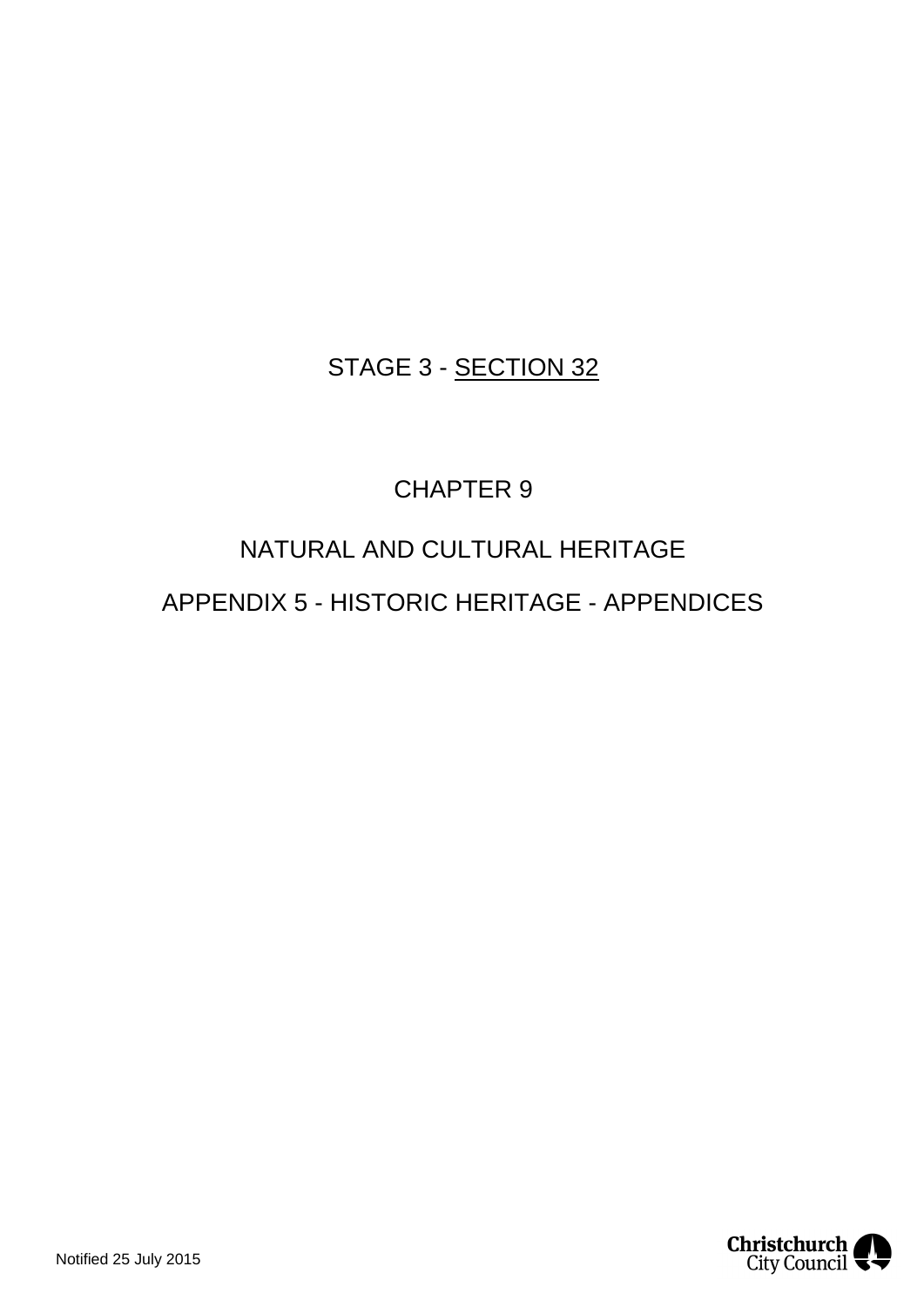# STAGE 3 - SECTION 32

# CHAPTER 9

# NATURAL AND CULTURAL HERITAGE

# APPENDIX 5 - HISTORIC HERITAGE - APPENDICES

Notified 25 July 2015

Christchurch City Council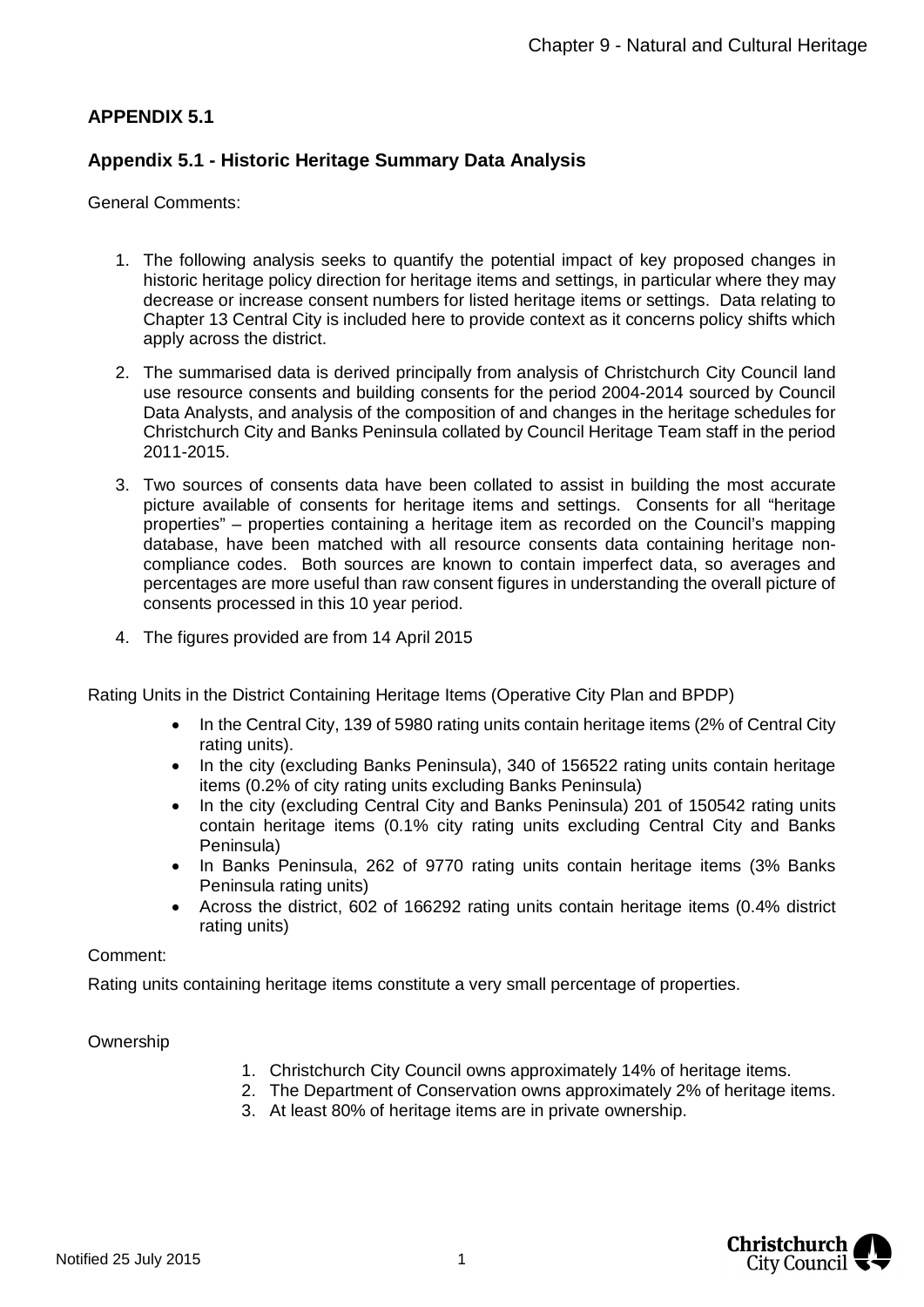## APPENDIX 5.1

### Appendix 5.1 - Historic Heritage Summary Data Analysis

General Comments:

1. The following analysis seeks to quantify the potential impact of key proposed changes in historic heritage policy direction for heritage items and settings, in particular where they may decrease or increase consent numbers for listed heritage items or settings. Data relating to Chapter 13 Central City is included here to provide context as it concerns policy shifts which apply across the district.

2. The summarised data is derived principally from analysis of Christchurch City Council land use resource consents and building consents for the period 2004-2014 sourced by Council Data Analysts, and analysis of the composition of and changes in the heritage schedules for Christchurch City and Banks Peninsula collated by Council Heritage Team staff in the period 2011-2015.

3. Two sources of consents data have been collated to assist in building the most accurate picture available of consents for heritage items and settings. Consents for all "heritage properties" – properties containing a heritage item as recorded on the Council's mapping database, have been matched with all resource consents data containing heritage non-compliance codes. Both sources are known to contain imperfect data, so averages and percentages are more useful than raw consent figures in understanding the overall picture of consents processed in this 10 year period.

4. The figures provided are from 14 April 2015

Rating Units in the District Containing Heritage Items (Operative City Plan and BPDP)

- In the Central City, 139 of 5980 rating units contain heritage items (2% of Central City rating units).
- In the city (excluding Banks Peninsula), 340 of 156522 rating units contain heritage items (0.2% of city rating units excluding Banks Peninsula)
- In the city (excluding Central City and Banks Peninsula) 201 of 150542 rating units contain heritage items (0.1% city rating units excluding Central City and Banks Peninsula)
- In Banks Peninsula, 262 of 9770 rating units contain heritage items (3% Banks Peninsula rating units)
- Across the district, 602 of 166292 rating units contain heritage items (0.4% district rating units)

Comment:

Rating units containing heritage items constitute a very small percentage of properties.

Ownership

1. Christchurch City Council owns approximately 14% of heritage items.
2. The Department of Conservation owns approximately 2% of heritage items.
3. At least 80% of heritage items are in private ownership.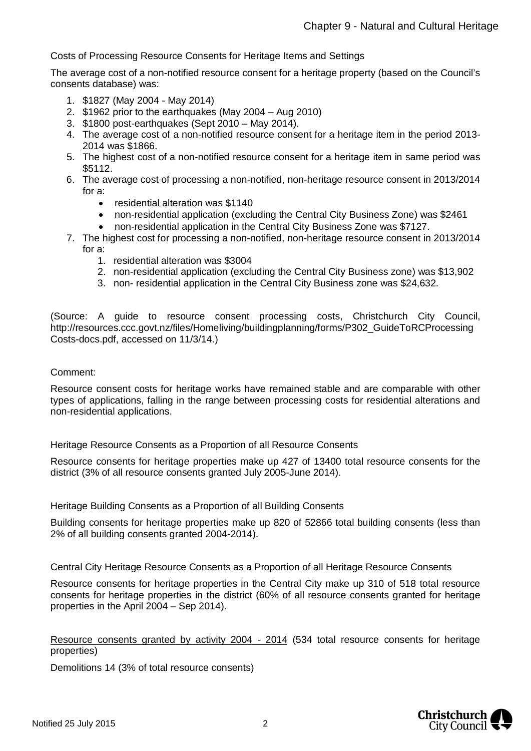Costs of Processing Resource Consents for Heritage Items and Settings

The average cost of a non-notified resource consent for a heritage property (based on the Council's consents database) was:

1. $1827 (May 2004 - May 2014)
2. $1962 prior to the earthquakes (May 2004 – Aug 2010)
3. $1800 post-earthquakes (Sept 2010 – May 2014).
4. The average cost of a non-notified resource consent for a heritage item in the period 2013-2014 was $1866.
5. The highest cost of a non-notified resource consent for a heritage item in same period was $5112.
6. The average cost of processing a non-notified, non-heritage resource consent in 2013/2014 for a:
   - residential alteration was $1140
   - non-residential application (excluding the Central City Business Zone) was $2461
   - non-residential application in the Central City Business Zone was $7127.
7. The highest cost for processing a non-notified, non-heritage resource consent in 2013/2014 for a:
   1. residential alteration was $3004
   2. non-residential application (excluding the Central City Business zone) was $13,902
   3. non- residential application in the Central City Business zone was $24,632.

(Source: A guide to resource consent processing costs, Christchurch City Council, http://resources.ccc.govt.nz/files/Homeliving/buildingplanning/forms/P302_GuideToRCProcessingCosts-docs.pdf, accessed on 11/3/14.)

Comment:

Resource consent costs for heritage works have remained stable and are comparable with other types of applications, falling in the range between processing costs for residential alterations and non-residential applications.

Heritage Resource Consents as a Proportion of all Resource Consents

Resource consents for heritage properties make up 427 of 13400 total resource consents for the district (3% of all resource consents granted July 2005-June 2014).

Heritage Building Consents as a Proportion of all Building Consents

Building consents for heritage properties make up 820 of 52866 total building consents (less than 2% of all building consents granted 2004-2014).

Central City Heritage Resource Consents as a Proportion of all Heritage Resource Consents

Resource consents for heritage properties in the Central City make up 310 of 518 total resource consents for heritage properties in the district (60% of all resource consents granted for heritage properties in the April 2004 – Sep 2014).

<u>Resource consents granted by activity 2004 - 2014</u> (534 total resource consents for heritage properties)

Demolitions 14 (3% of total resource consents)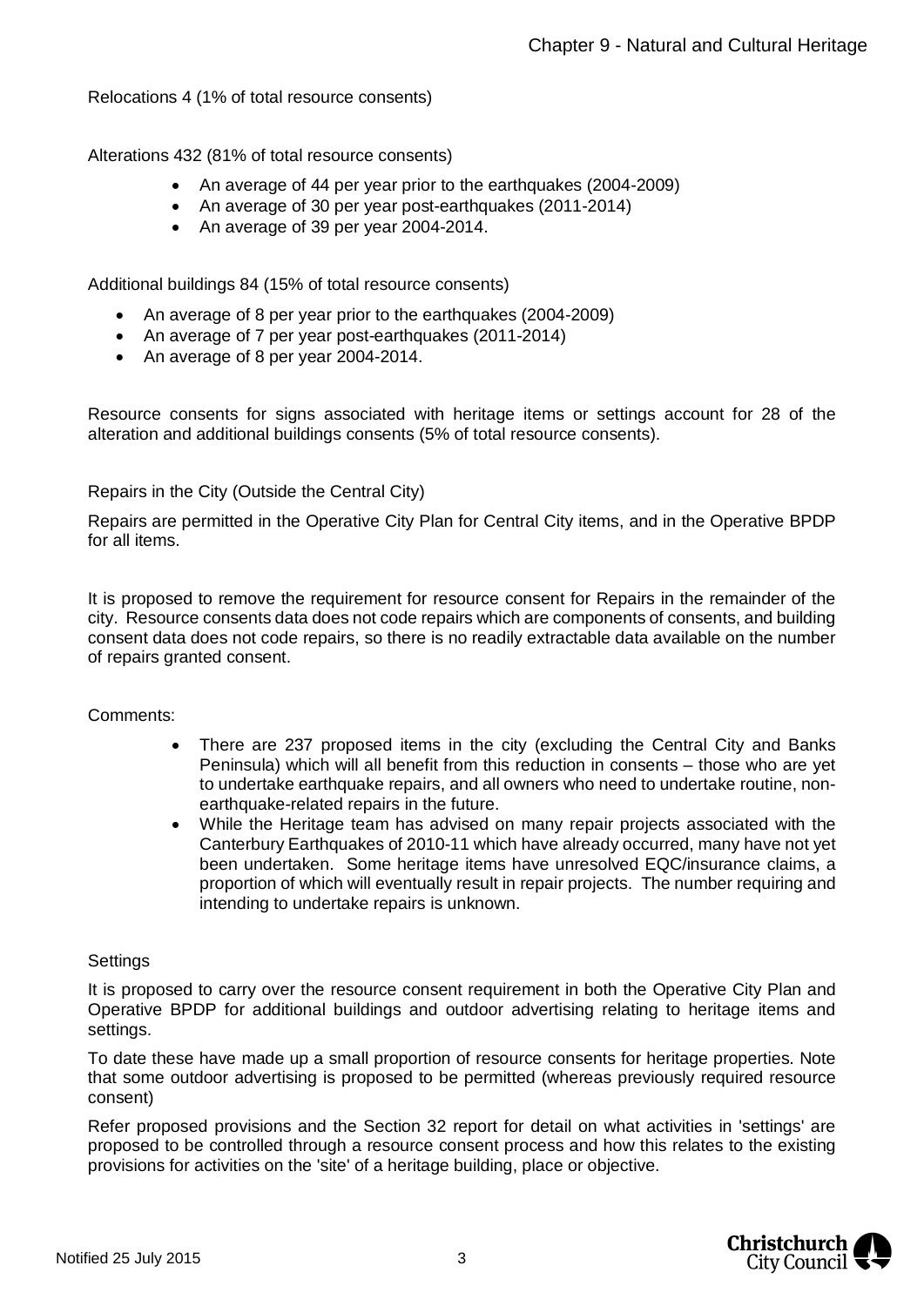Relocations 4 (1% of total resource consents)

Alterations 432 (81% of total resource consents)

- An average of 44 per year prior to the earthquakes (2004-2009)
- An average of 30 per year post-earthquakes (2011-2014)
- An average of 39 per year 2004-2014.

Additional buildings 84 (15% of total resource consents)

- An average of 8 per year prior to the earthquakes (2004-2009)
- An average of 7 per year post-earthquakes (2011-2014)
- An average of 8 per year 2004-2014.

Resource consents for signs associated with heritage items or settings account for 28 of the alteration and additional buildings consents (5% of total resource consents).

Repairs in the City (Outside the Central City)

Repairs are permitted in the Operative City Plan for Central City items, and in the Operative BPDP for all items.

It is proposed to remove the requirement for resource consent for Repairs in the remainder of the city. Resource consents data does not code repairs which are components of consents, and building consent data does not code repairs, so there is no readily extractable data available on the number of repairs granted consent.

Comments:

- There are 237 proposed items in the city (excluding the Central City and Banks Peninsula) which will all benefit from this reduction in consents – those who are yet to undertake earthquake repairs, and all owners who need to undertake routine, non-earthquake-related repairs in the future.
- While the Heritage team has advised on many repair projects associated with the Canterbury Earthquakes of 2010-11 which have already occurred, many have not yet been undertaken. Some heritage items have unresolved EQC/insurance claims, a proportion of which will eventually result in repair projects. The number requiring and intending to undertake repairs is unknown.

Settings

It is proposed to carry over the resource consent requirement in both the Operative City Plan and Operative BPDP for additional buildings and outdoor advertising relating to heritage items and settings.

To date these have made up a small proportion of resource consents for heritage properties. Note that some outdoor advertising is proposed to be permitted (whereas previously required resource consent)

Refer proposed provisions and the Section 32 report for detail on what activities in 'settings' are proposed to be controlled through a resource consent process and how this relates to the existing provisions for activities on the 'site' of a heritage building, place or objective.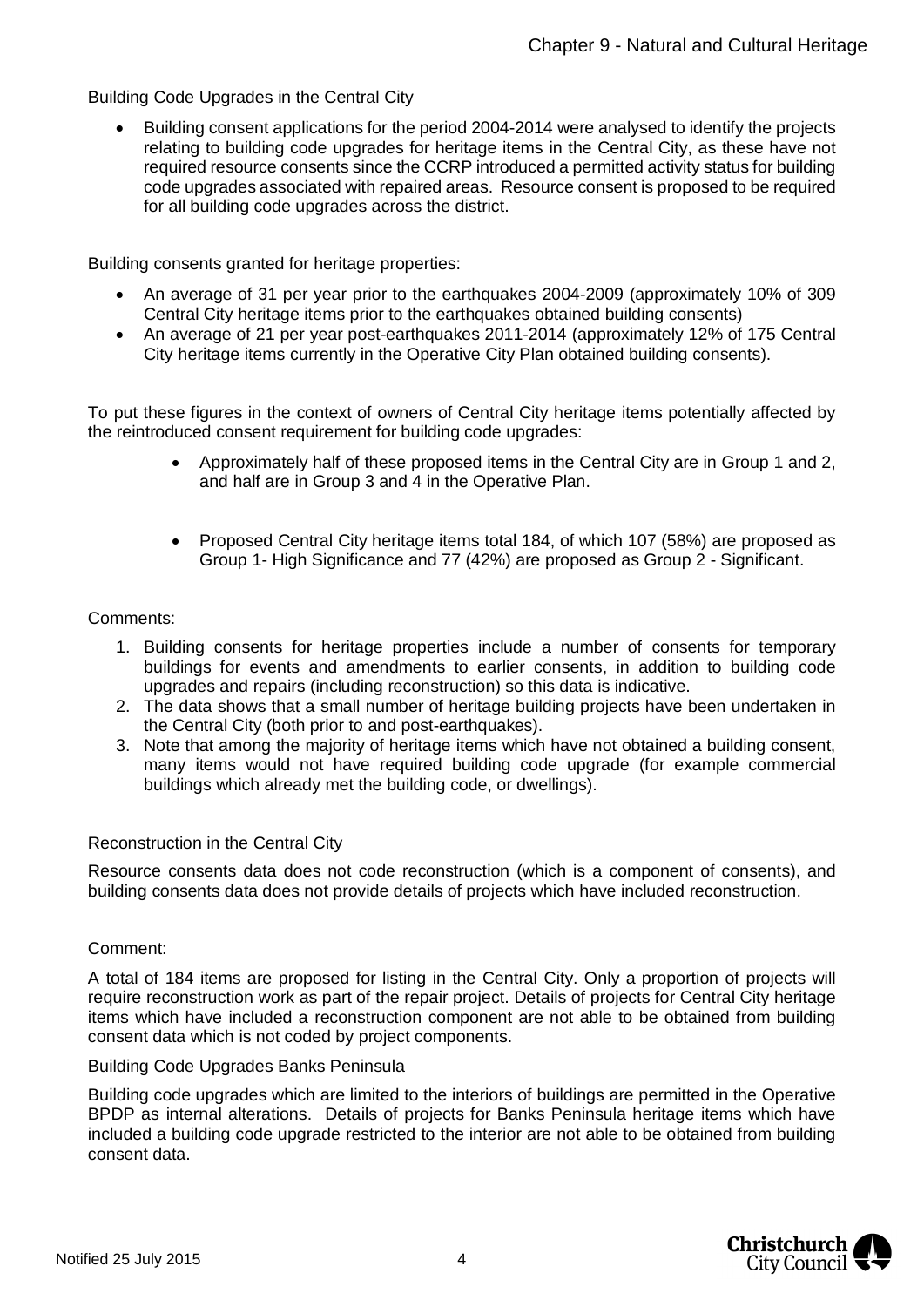Building Code Upgrades in the Central City

- Building consent applications for the period 2004-2014 were analysed to identify the projects relating to building code upgrades for heritage items in the Central City, as these have not required resource consents since the CCRP introduced a permitted activity status for building code upgrades associated with repaired areas. Resource consent is proposed to be required for all building code upgrades across the district.

Building consents granted for heritage properties:

- An average of 31 per year prior to the earthquakes 2004-2009 (approximately 10% of 309 Central City heritage items prior to the earthquakes obtained building consents)
- An average of 21 per year post-earthquakes 2011-2014 (approximately 12% of 175 Central City heritage items currently in the Operative City Plan obtained building consents).

To put these figures in the context of owners of Central City heritage items potentially affected by the reintroduced consent requirement for building code upgrades:

- Approximately half of these proposed items in the Central City are in Group 1 and 2, and half are in Group 3 and 4 in the Operative Plan.

- Proposed Central City heritage items total 184, of which 107 (58%) are proposed as Group 1- High Significance and 77 (42%) are proposed as Group 2 - Significant.

Comments:

1. Building consents for heritage properties include a number of consents for temporary buildings for events and amendments to earlier consents, in addition to building code upgrades and repairs (including reconstruction) so this data is indicative.
2. The data shows that a small number of heritage building projects have been undertaken in the Central City (both prior to and post-earthquakes).
3. Note that among the majority of heritage items which have not obtained a building consent, many items would not have required building code upgrade (for example commercial buildings which already met the building code, or dwellings).

Reconstruction in the Central City

Resource consents data does not code reconstruction (which is a component of consents), and building consents data does not provide details of projects which have included reconstruction.

Comment:

A total of 184 items are proposed for listing in the Central City. Only a proportion of projects will require reconstruction work as part of the repair project. Details of projects for Central City heritage items which have included a reconstruction component are not able to be obtained from building consent data which is not coded by project components.

Building Code Upgrades Banks Peninsula

Building code upgrades which are limited to the interiors of buildings are permitted in the Operative BPDP as internal alterations. Details of projects for Banks Peninsula heritage items which have included a building code upgrade restricted to the interior are not able to be obtained from building consent data.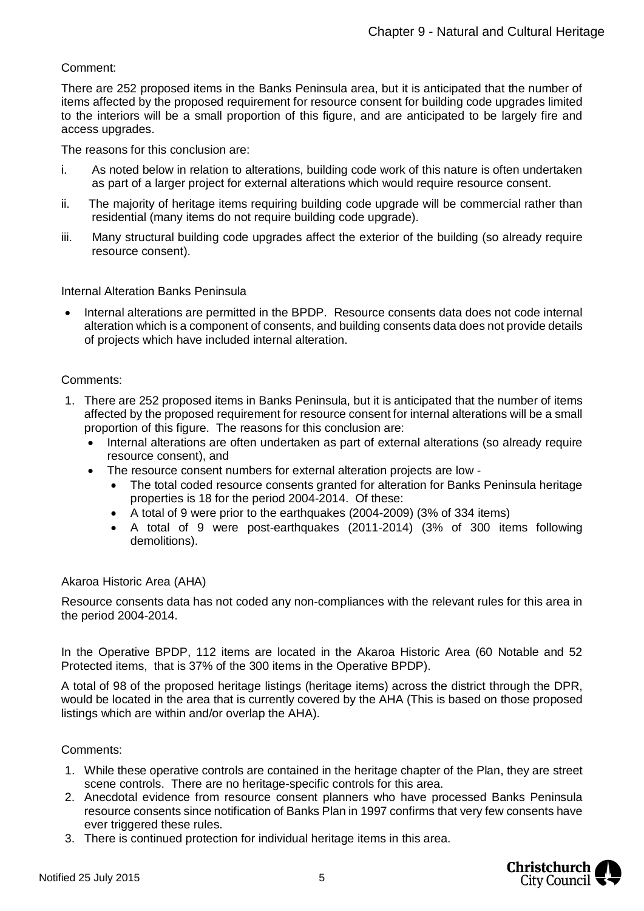Comment:

There are 252 proposed items in the Banks Peninsula area, but it is anticipated that the number of items affected by the proposed requirement for resource consent for building code upgrades limited to the interiors will be a small proportion of this figure, and are anticipated to be largely fire and access upgrades.

The reasons for this conclusion are:

i. As noted below in relation to alterations, building code work of this nature is often undertaken as part of a larger project for external alterations which would require resource consent.
ii. The majority of heritage items requiring building code upgrade will be commercial rather than residential (many items do not require building code upgrade).
iii. Many structural building code upgrades affect the exterior of the building (so already require resource consent).

Internal Alteration Banks Peninsula

- Internal alterations are permitted in the BPDP. Resource consents data does not code internal alteration which is a component of consents, and building consents data does not provide details of projects which have included internal alteration.

Comments:

1. There are 252 proposed items in Banks Peninsula, but it is anticipated that the number of items affected by the proposed requirement for resource consent for internal alterations will be a small proportion of this figure. The reasons for this conclusion are:
   - Internal alterations are often undertaken as part of external alterations (so already require resource consent), and
   - The resource consent numbers for external alteration projects are low -
     - The total coded resource consents granted for alteration for Banks Peninsula heritage properties is 18 for the period 2004-2014. Of these:
     - A total of 9 were prior to the earthquakes (2004-2009) (3% of 334 items)
     - A total of 9 were post-earthquakes (2011-2014) (3% of 300 items following demolitions).

Akaroa Historic Area (AHA)

Resource consents data has not coded any non-compliances with the relevant rules for this area in the period 2004-2014.

In the Operative BPDP, 112 items are located in the Akaroa Historic Area (60 Notable and 52 Protected items, that is 37% of the 300 items in the Operative BPDP).

A total of 98 of the proposed heritage listings (heritage items) across the district through the DPR, would be located in the area that is currently covered by the AHA (This is based on those proposed listings which are within and/or overlap the AHA).

Comments:

1. While these operative controls are contained in the heritage chapter of the Plan, they are street scene controls. There are no heritage-specific controls for this area.
2. Anecdotal evidence from resource consent planners who have processed Banks Peninsula resource consents since notification of Banks Plan in 1997 confirms that very few consents have ever triggered these rules.
3. There is continued protection for individual heritage items in this area.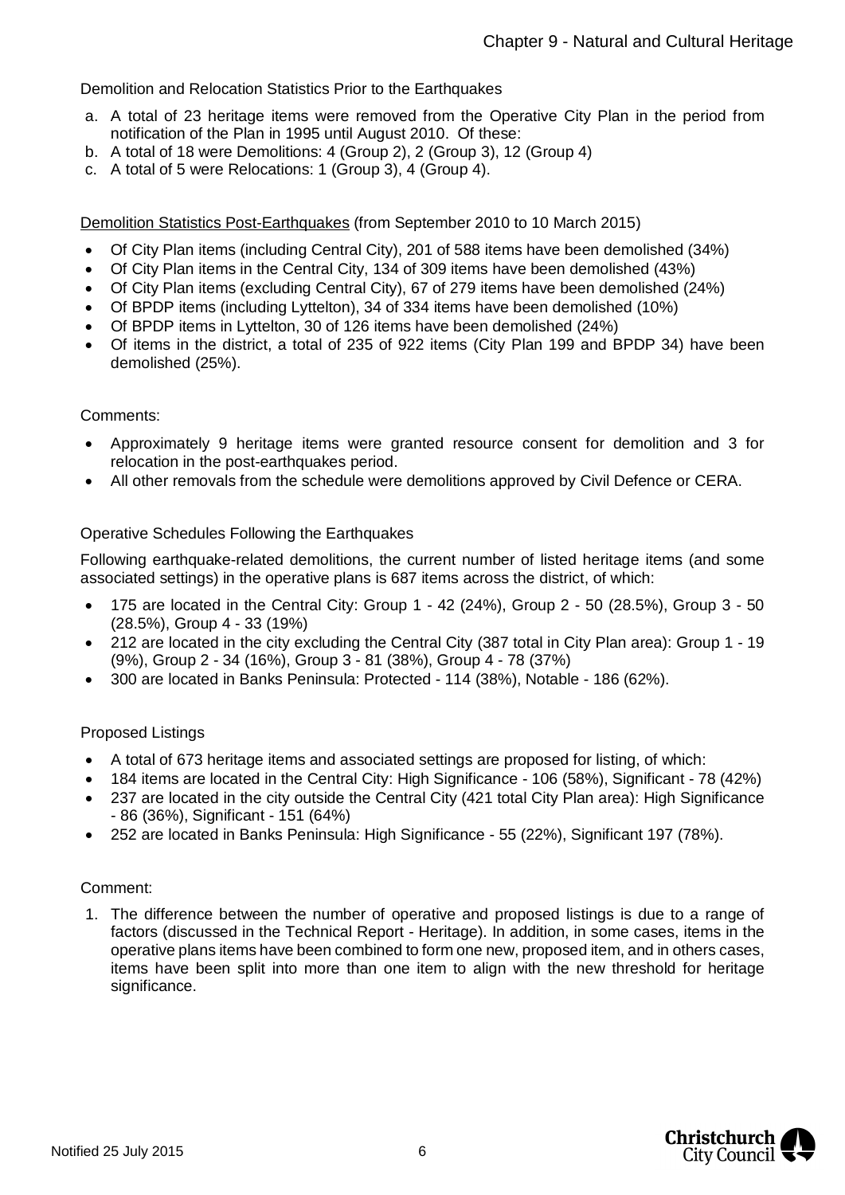Demolition and Relocation Statistics Prior to the Earthquakes

a. A total of 23 heritage items were removed from the Operative City Plan in the period from notification of the Plan in 1995 until August 2010. Of these:
b. A total of 18 were Demolitions: 4 (Group 2), 2 (Group 3), 12 (Group 4)
c. A total of 5 were Relocations: 1 (Group 3), 4 (Group 4).

Demolition Statistics Post-Earthquakes (from September 2010 to 10 March 2015)

- Of City Plan items (including Central City), 201 of 588 items have been demolished (34%)
- Of City Plan items in the Central City, 134 of 309 items have been demolished (43%)
- Of City Plan items (excluding Central City), 67 of 279 items have been demolished (24%)
- Of BPDP items (including Lyttelton), 34 of 334 items have been demolished (10%)
- Of BPDP items in Lyttelton, 30 of 126 items have been demolished (24%)
- Of items in the district, a total of 235 of 922 items (City Plan 199 and BPDP 34) have been demolished (25%).

Comments:

- Approximately 9 heritage items were granted resource consent for demolition and 3 for relocation in the post-earthquakes period.
- All other removals from the schedule were demolitions approved by Civil Defence or CERA.

Operative Schedules Following the Earthquakes

Following earthquake-related demolitions, the current number of listed heritage items (and some associated settings) in the operative plans is 687 items across the district, of which:

- 175 are located in the Central City: Group 1 - 42 (24%), Group 2 - 50 (28.5%), Group 3 - 50 (28.5%), Group 4 - 33 (19%)
- 212 are located in the city excluding the Central City (387 total in City Plan area): Group 1 - 19 (9%), Group 2 - 34 (16%), Group 3 - 81 (38%), Group 4 - 78 (37%)
- 300 are located in Banks Peninsula: Protected - 114 (38%), Notable - 186 (62%).

Proposed Listings

- A total of 673 heritage items and associated settings are proposed for listing, of which:
- 184 items are located in the Central City: High Significance - 106 (58%), Significant - 78 (42%)
- 237 are located in the city outside the Central City (421 total City Plan area): High Significance - 86 (36%), Significant - 151 (64%)
- 252 are located in Banks Peninsula: High Significance - 55 (22%), Significant 197 (78%).

Comment:

1. The difference between the number of operative and proposed listings is due to a range of factors (discussed in the Technical Report - Heritage). In addition, in some cases, items in the operative plans items have been combined to form one new, proposed item, and in others cases, items have been split into more than one item to align with the new threshold for heritage significance.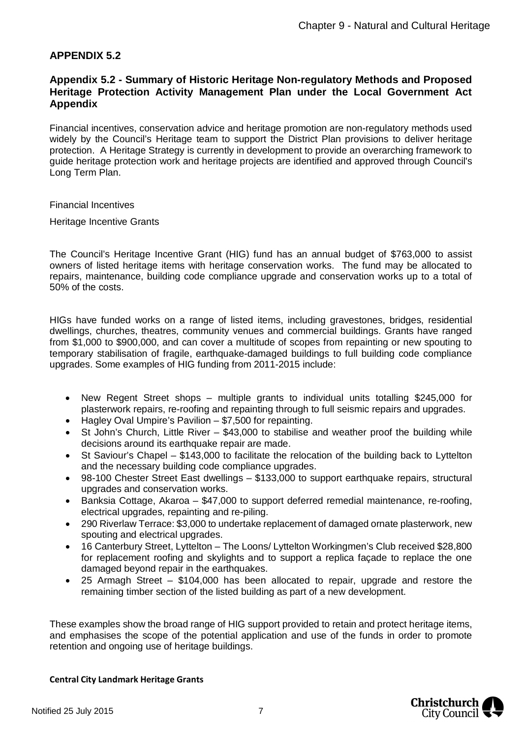## APPENDIX 5.2

### Appendix 5.2 - Summary of Historic Heritage Non-regulatory Methods and Proposed Heritage Protection Activity Management Plan under the Local Government Act Appendix

Financial incentives, conservation advice and heritage promotion are non-regulatory methods used widely by the Council's Heritage team to support the District Plan provisions to deliver heritage protection. A Heritage Strategy is currently in development to provide an overarching framework to guide heritage protection work and heritage projects are identified and approved through Council's Long Term Plan.

Financial Incentives

Heritage Incentive Grants

The Council's Heritage Incentive Grant (HIG) fund has an annual budget of $763,000 to assist owners of listed heritage items with heritage conservation works. The fund may be allocated to repairs, maintenance, building code compliance upgrade and conservation works up to a total of 50% of the costs.

HIGs have funded works on a range of listed items, including gravestones, bridges, residential dwellings, churches, theatres, community venues and commercial buildings. Grants have ranged from $1,000 to $900,000, and can cover a multitude of scopes from repainting or new spouting to temporary stabilisation of fragile, earthquake-damaged buildings to full building code compliance upgrades. Some examples of HIG funding from 2011-2015 include:

- New Regent Street shops – multiple grants to individual units totalling $245,000 for plasterwork repairs, re-roofing and repainting through to full seismic repairs and upgrades.
- Hagley Oval Umpire's Pavilion – $7,500 for repainting.
- St John's Church, Little River – $43,000 to stabilise and weather proof the building while decisions around its earthquake repair are made.
- St Saviour's Chapel – $143,000 to facilitate the relocation of the building back to Lyttelton and the necessary building code compliance upgrades.
- 98-100 Chester Street East dwellings – $133,000 to support earthquake repairs, structural upgrades and conservation works.
- Banksia Cottage, Akaroa – $47,000 to support deferred remedial maintenance, re-roofing, electrical upgrades, repainting and re-piling.
- 290 Riverlaw Terrace: $3,000 to undertake replacement of damaged ornate plasterwork, new spouting and electrical upgrades.
- 16 Canterbury Street, Lyttelton – The Loons/ Lyttelton Workingmen's Club received $28,800 for replacement roofing and skylights and to support a replica façade to replace the one damaged beyond repair in the earthquakes.
- 25 Armagh Street – $104,000 has been allocated to repair, upgrade and restore the remaining timber section of the listed building as part of a new development.

These examples show the broad range of HIG support provided to retain and protect heritage items, and emphasises the scope of the potential application and use of the funds in order to promote retention and ongoing use of heritage buildings.

**Central City Landmark Heritage Grants**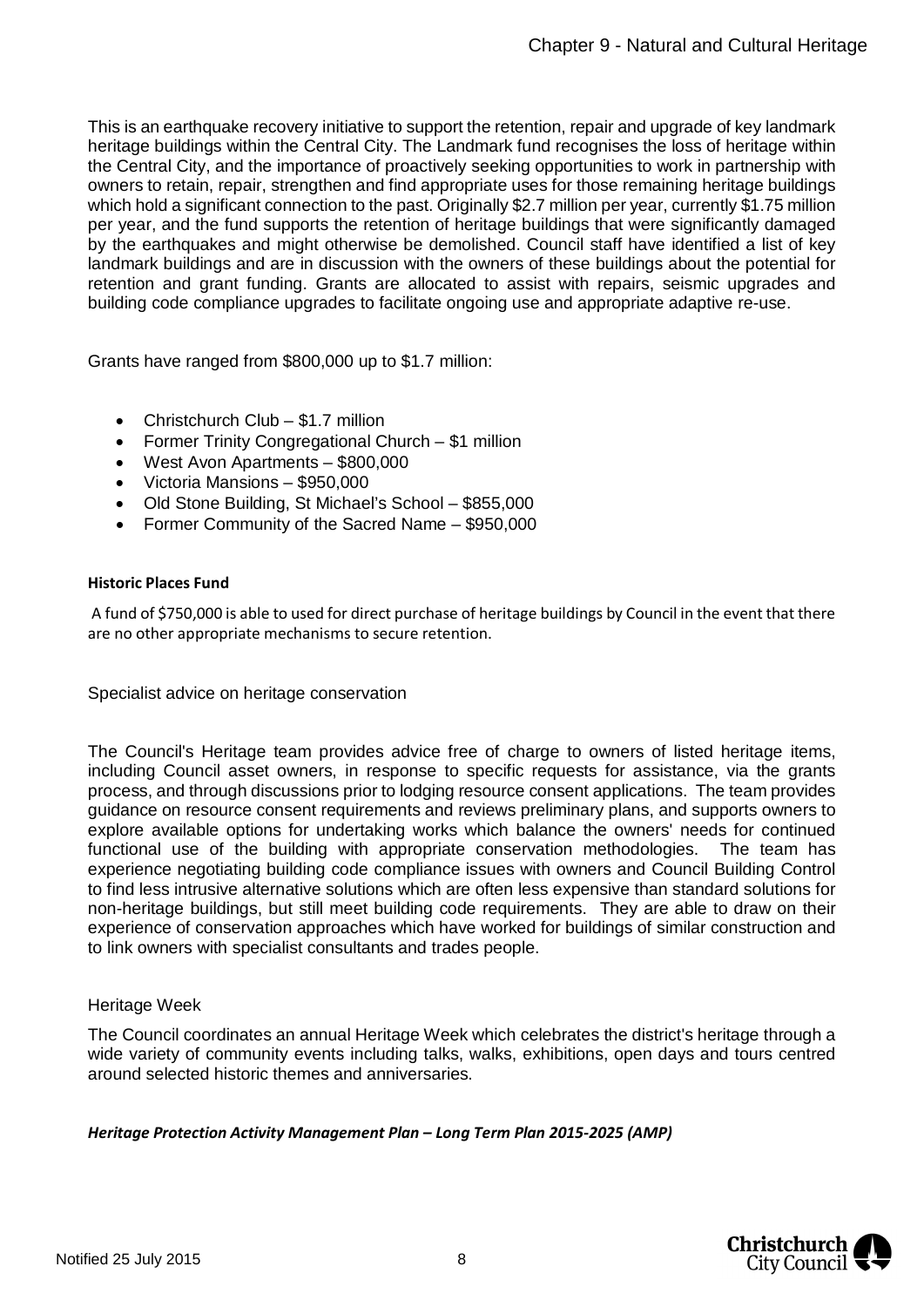This is an earthquake recovery initiative to support the retention, repair and upgrade of key landmark heritage buildings within the Central City. The Landmark fund recognises the loss of heritage within the Central City, and the importance of proactively seeking opportunities to work in partnership with owners to retain, repair, strengthen and find appropriate uses for those remaining heritage buildings which hold a significant connection to the past. Originally $2.7 million per year, currently $1.75 million per year, and the fund supports the retention of heritage buildings that were significantly damaged by the earthquakes and might otherwise be demolished. Council staff have identified a list of key landmark buildings and are in discussion with the owners of these buildings about the potential for retention and grant funding. Grants are allocated to assist with repairs, seismic upgrades and building code compliance upgrades to facilitate ongoing use and appropriate adaptive re-use.

Grants have ranged from $800,000 up to $1.7 million:

- Christchurch Club – $1.7 million
- Former Trinity Congregational Church – $1 million
- West Avon Apartments – $800,000
- Victoria Mansions – $950,000
- Old Stone Building, St Michael's School – $855,000
- Former Community of the Sacred Name – $950,000

**Historic Places Fund**

A fund of $750,000 is able to used for direct purchase of heritage buildings by Council in the event that there are no other appropriate mechanisms to secure retention.

Specialist advice on heritage conservation

The Council's Heritage team provides advice free of charge to owners of listed heritage items, including Council asset owners, in response to specific requests for assistance, via the grants process, and through discussions prior to lodging resource consent applications. The team provides guidance on resource consent requirements and reviews preliminary plans, and supports owners to explore available options for undertaking works which balance the owners' needs for continued functional use of the building with appropriate conservation methodologies. The team has experience negotiating building code compliance issues with owners and Council Building Control to find less intrusive alternative solutions which are often less expensive than standard solutions for non-heritage buildings, but still meet building code requirements. They are able to draw on their experience of conservation approaches which have worked for buildings of similar construction and to link owners with specialist consultants and trades people.

Heritage Week

The Council coordinates an annual Heritage Week which celebrates the district's heritage through a wide variety of community events including talks, walks, exhibitions, open days and tours centred around selected historic themes and anniversaries.

***Heritage Protection Activity Management Plan – Long Term Plan 2015-2025 (AMP)***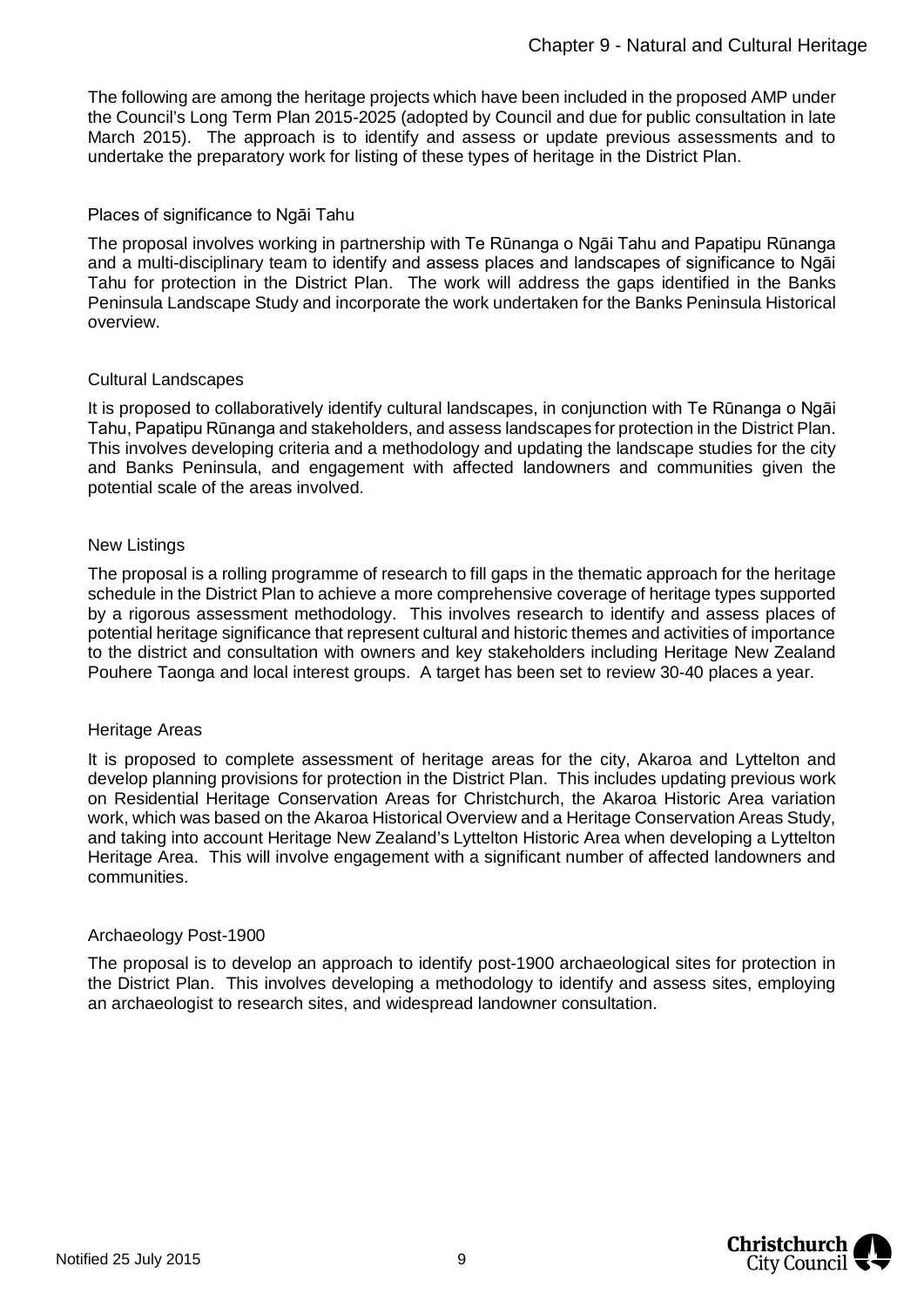The following are among the heritage projects which have been included in the proposed AMP under the Council's Long Term Plan 2015-2025 (adopted by Council and due for public consultation in late March 2015). The approach is to identify and assess or update previous assessments and to undertake the preparatory work for listing of these types of heritage in the District Plan.

### Places of significance to Ngāi Tahu

The proposal involves working in partnership with Te Rūnanga o Ngāi Tahu and Papatipu Rūnanga and a multi-disciplinary team to identify and assess places and landscapes of significance to Ngāi Tahu for protection in the District Plan. The work will address the gaps identified in the Banks Peninsula Landscape Study and incorporate the work undertaken for the Banks Peninsula Historical overview.

### Cultural Landscapes

It is proposed to collaboratively identify cultural landscapes, in conjunction with Te Rūnanga o Ngāi Tahu, Papatipu Rūnanga and stakeholders, and assess landscapes for protection in the District Plan. This involves developing criteria and a methodology and updating the landscape studies for the city and Banks Peninsula, and engagement with affected landowners and communities given the potential scale of the areas involved.

### New Listings

The proposal is a rolling programme of research to fill gaps in the thematic approach for the heritage schedule in the District Plan to achieve a more comprehensive coverage of heritage types supported by a rigorous assessment methodology. This involves research to identify and assess places of potential heritage significance that represent cultural and historic themes and activities of importance to the district and consultation with owners and key stakeholders including Heritage New Zealand Pouhere Taonga and local interest groups. A target has been set to review 30-40 places a year.

### Heritage Areas

It is proposed to complete assessment of heritage areas for the city, Akaroa and Lyttelton and develop planning provisions for protection in the District Plan. This includes updating previous work on Residential Heritage Conservation Areas for Christchurch, the Akaroa Historic Area variation work, which was based on the Akaroa Historical Overview and a Heritage Conservation Areas Study, and taking into account Heritage New Zealand's Lyttelton Historic Area when developing a Lyttelton Heritage Area. This will involve engagement with a significant number of affected landowners and communities.

### Archaeology Post-1900

The proposal is to develop an approach to identify post-1900 archaeological sites for protection in the District Plan. This involves developing a methodology to identify and assess sites, employing an archaeologist to research sites, and widespread landowner consultation.